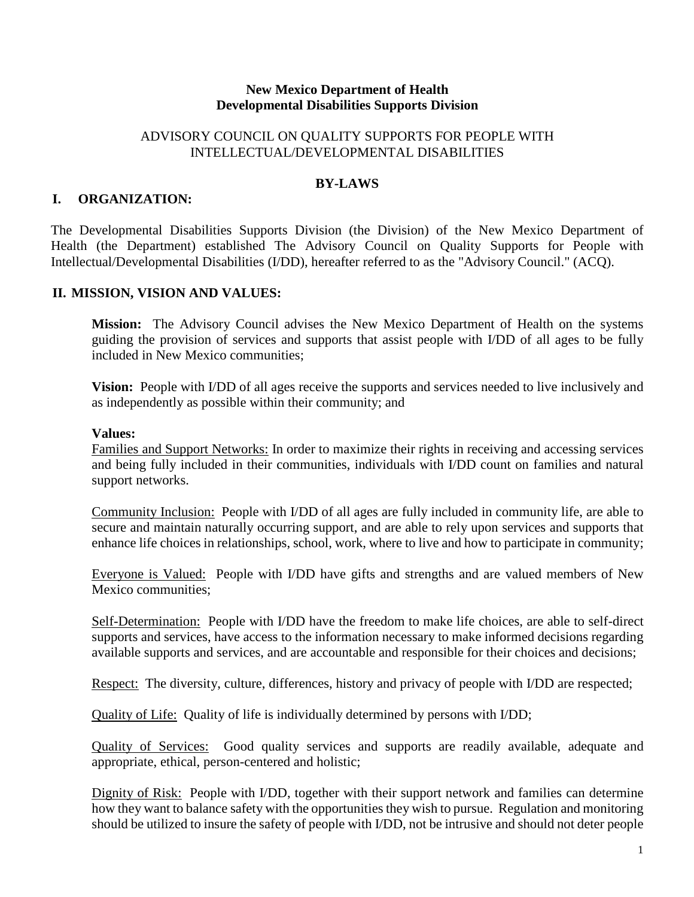**New Mexico Department of Health**
**Developmental Disabilities Supports Division**

ADVISORY COUNCIL ON QUALITY SUPPORTS FOR PEOPLE WITH INTELLECTUAL/DEVELOPMENTAL DISABILITIES

# BY-LAWS

## I. ORGANIZATION:

The Developmental Disabilities Supports Division (the Division) of the New Mexico Department of Health (the Department) established The Advisory Council on Quality Supports for People with Intellectual/Developmental Disabilities (I/DD), hereafter referred to as the "Advisory Council." (ACQ).

## II. MISSION, VISION AND VALUES:

**Mission:** The Advisory Council advises the New Mexico Department of Health on the systems guiding the provision of services and supports that assist people with I/DD of all ages to be fully included in New Mexico communities;

**Vision:** People with I/DD of all ages receive the supports and services needed to live inclusively and as independently as possible within their community; and

**Values:**

<u>Families and Support Networks:</u> In order to maximize their rights in receiving and accessing services and being fully included in their communities, individuals with I/DD count on families and natural support networks.

<u>Community Inclusion:</u> People with I/DD of all ages are fully included in community life, are able to secure and maintain naturally occurring support, and are able to rely upon services and supports that enhance life choices in relationships, school, work, where to live and how to participate in community;

<u>Everyone is Valued:</u> People with I/DD have gifts and strengths and are valued members of New Mexico communities;

<u>Self-Determination:</u> People with I/DD have the freedom to make life choices, are able to self-direct supports and services, have access to the information necessary to make informed decisions regarding available supports and services, and are accountable and responsible for their choices and decisions;

<u>Respect:</u> The diversity, culture, differences, history and privacy of people with I/DD are respected;

<u>Quality of Life:</u> Quality of life is individually determined by persons with I/DD;

<u>Quality of Services:</u> Good quality services and supports are readily available, adequate and appropriate, ethical, person-centered and holistic;

<u>Dignity of Risk:</u> People with I/DD, together with their support network and families can determine how they want to balance safety with the opportunities they wish to pursue. Regulation and monitoring should be utilized to insure the safety of people with I/DD, not be intrusive and should not deter people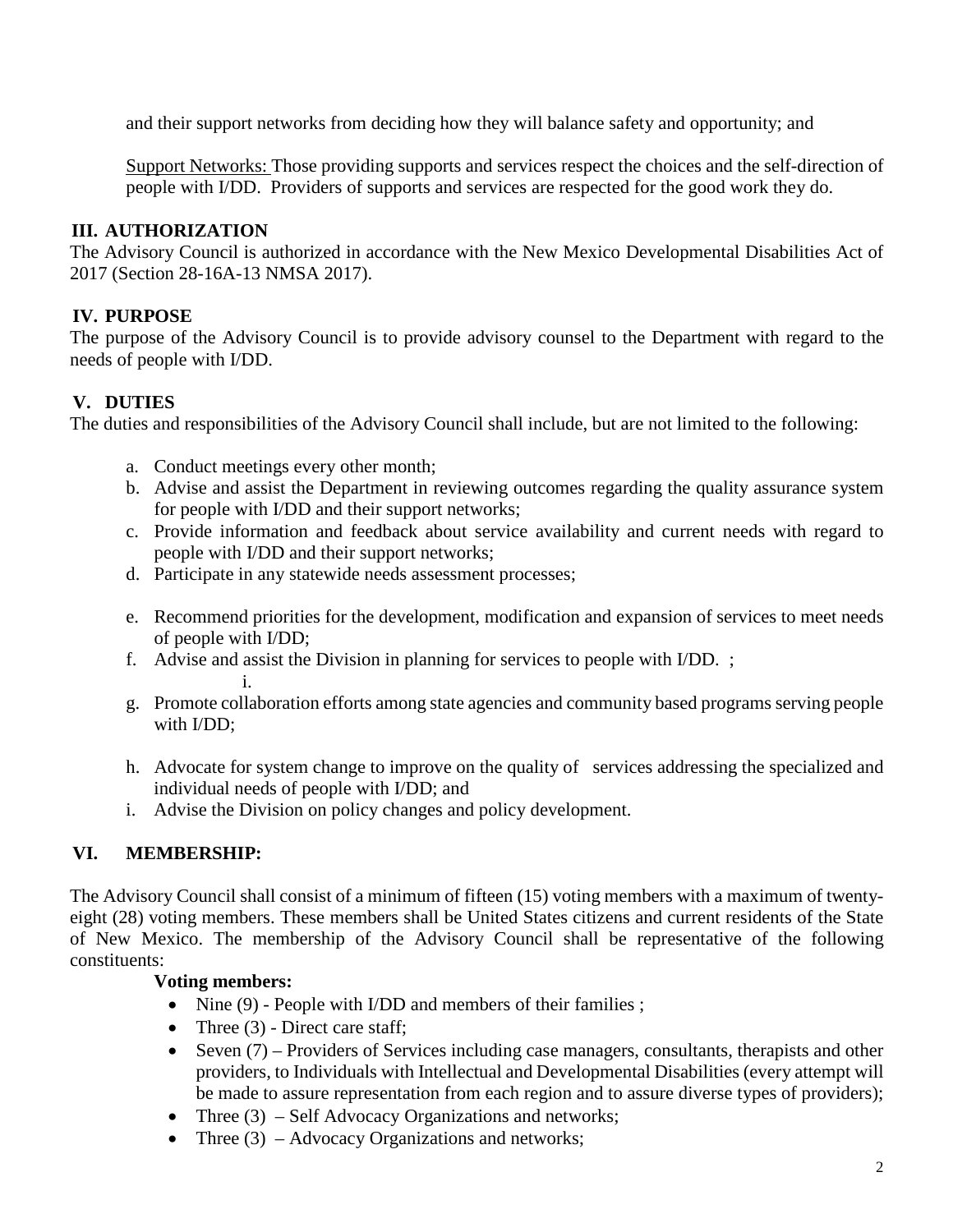and their support networks from deciding how they will balance safety and opportunity; and

Support Networks: Those providing supports and services respect the choices and the self-direction of people with I/DD. Providers of supports and services are respected for the good work they do.

## III. AUTHORIZATION

The Advisory Council is authorized in accordance with the New Mexico Developmental Disabilities Act of 2017 (Section 28-16A-13 NMSA 2017).

## IV. PURPOSE

The purpose of the Advisory Council is to provide advisory counsel to the Department with regard to the needs of people with I/DD.

## V. DUTIES

The duties and responsibilities of the Advisory Council shall include, but are not limited to the following:

a. Conduct meetings every other month;
b. Advise and assist the Department in reviewing outcomes regarding the quality assurance system for people with I/DD and their support networks;
c. Provide information and feedback about service availability and current needs with regard to people with I/DD and their support networks;
d. Participate in any statewide needs assessment processes;
e. Recommend priorities for the development, modification and expansion of services to meet needs of people with I/DD;
f. Advise and assist the Division in planning for services to people with I/DD. ;
   i.
g. Promote collaboration efforts among state agencies and community based programs serving people with I/DD;
h. Advocate for system change to improve on the quality of services addressing the specialized and individual needs of people with I/DD; and
i. Advise the Division on policy changes and policy development.

## VI. MEMBERSHIP:

The Advisory Council shall consist of a minimum of fifteen (15) voting members with a maximum of twenty-eight (28) voting members. These members shall be United States citizens and current residents of the State of New Mexico. The membership of the Advisory Council shall be representative of the following constituents:

**Voting members:**

- Nine (9) - People with I/DD and members of their families ;
- Three (3) - Direct care staff;
- Seven (7) – Providers of Services including case managers, consultants, therapists and other providers, to Individuals with Intellectual and Developmental Disabilities (every attempt will be made to assure representation from each region and to assure diverse types of providers);
- Three (3) – Self Advocacy Organizations and networks;
- Three (3) – Advocacy Organizations and networks;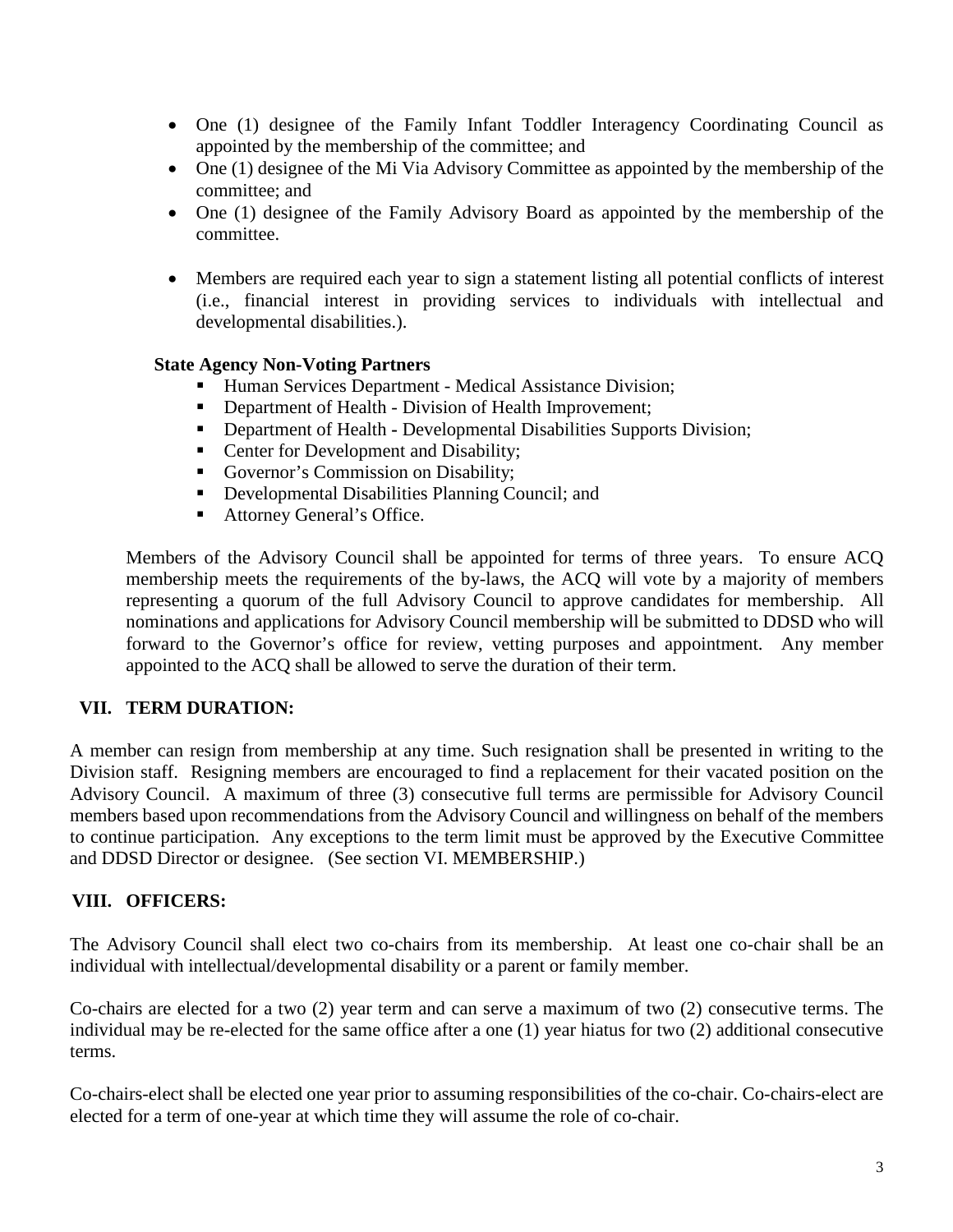- One (1) designee of the Family Infant Toddler Interagency Coordinating Council as appointed by the membership of the committee; and
- One (1) designee of the Mi Via Advisory Committee as appointed by the membership of the committee; and
- One (1) designee of the Family Advisory Board as appointed by the membership of the committee.

- Members are required each year to sign a statement listing all potential conflicts of interest (i.e., financial interest in providing services to individuals with intellectual and developmental disabilities.).

**State Agency Non-Voting Partners**

- Human Services Department - Medical Assistance Division;
- Department of Health - Division of Health Improvement;
- Department of Health - Developmental Disabilities Supports Division;
- Center for Development and Disability;
- Governor's Commission on Disability;
- Developmental Disabilities Planning Council; and
- Attorney General's Office.

Members of the Advisory Council shall be appointed for terms of three years. To ensure ACQ membership meets the requirements of the by-laws, the ACQ will vote by a majority of members representing a quorum of the full Advisory Council to approve candidates for membership. All nominations and applications for Advisory Council membership will be submitted to DDSD who will forward to the Governor's office for review, vetting purposes and appointment. Any member appointed to the ACQ shall be allowed to serve the duration of their term.

## VII. TERM DURATION:

A member can resign from membership at any time. Such resignation shall be presented in writing to the Division staff. Resigning members are encouraged to find a replacement for their vacated position on the Advisory Council. A maximum of three (3) consecutive full terms are permissible for Advisory Council members based upon recommendations from the Advisory Council and willingness on behalf of the members to continue participation. Any exceptions to the term limit must be approved by the Executive Committee and DDSD Director or designee. (See section VI. MEMBERSHIP.)

## VIII. OFFICERS:

The Advisory Council shall elect two co-chairs from its membership. At least one co-chair shall be an individual with intellectual/developmental disability or a parent or family member.

Co-chairs are elected for a two (2) year term and can serve a maximum of two (2) consecutive terms. The individual may be re-elected for the same office after a one (1) year hiatus for two (2) additional consecutive terms.

Co-chairs-elect shall be elected one year prior to assuming responsibilities of the co-chair. Co-chairs-elect are elected for a term of one-year at which time they will assume the role of co-chair.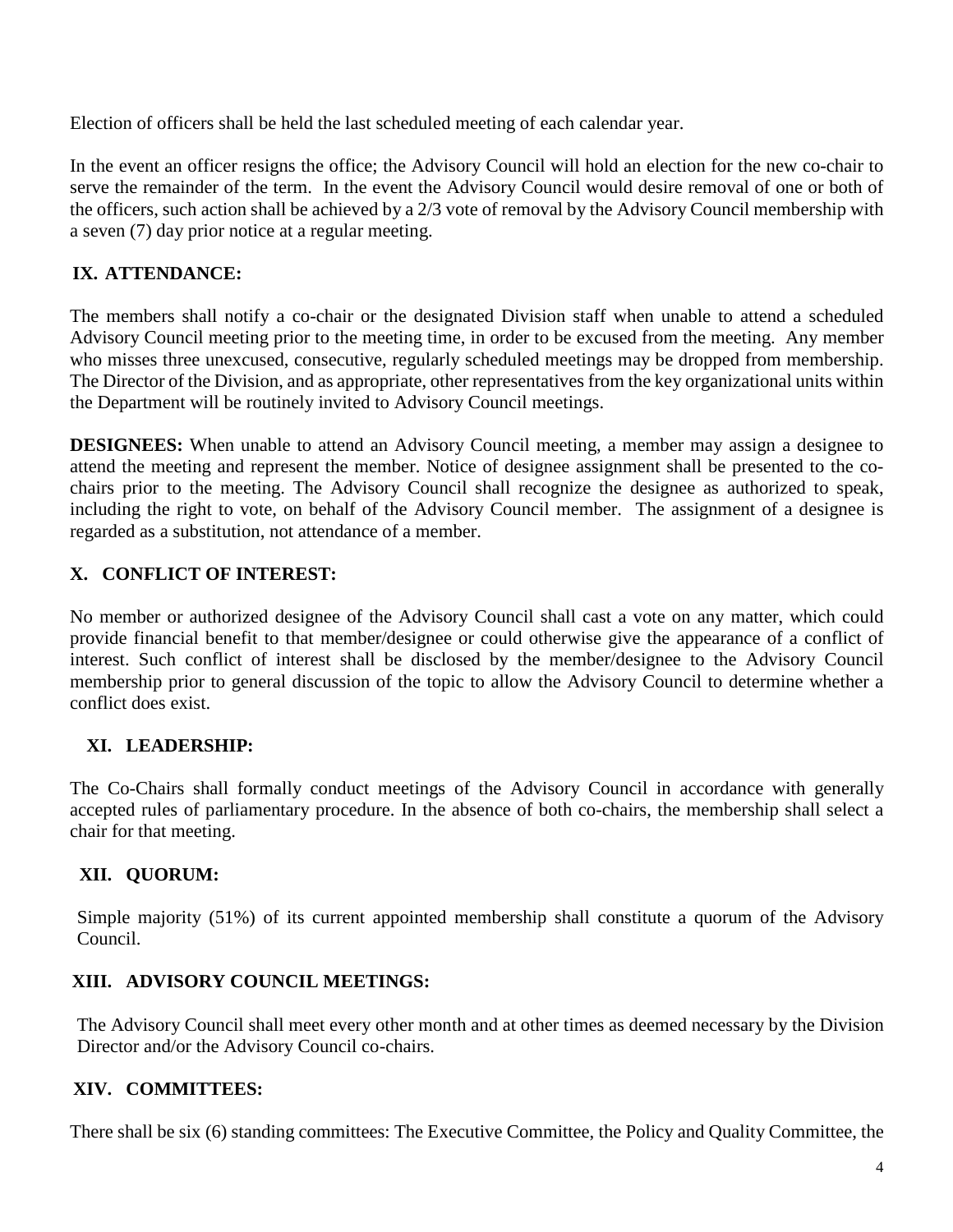Election of officers shall be held the last scheduled meeting of each calendar year.

In the event an officer resigns the office; the Advisory Council will hold an election for the new co-chair to serve the remainder of the term. In the event the Advisory Council would desire removal of one or both of the officers, such action shall be achieved by a 2/3 vote of removal by the Advisory Council membership with a seven (7) day prior notice at a regular meeting.

## IX. ATTENDANCE:

The members shall notify a co-chair or the designated Division staff when unable to attend a scheduled Advisory Council meeting prior to the meeting time, in order to be excused from the meeting. Any member who misses three unexcused, consecutive, regularly scheduled meetings may be dropped from membership. The Director of the Division, and as appropriate, other representatives from the key organizational units within the Department will be routinely invited to Advisory Council meetings.

**DESIGNEES:** When unable to attend an Advisory Council meeting, a member may assign a designee to attend the meeting and represent the member. Notice of designee assignment shall be presented to the co-chairs prior to the meeting. The Advisory Council shall recognize the designee as authorized to speak, including the right to vote, on behalf of the Advisory Council member. The assignment of a designee is regarded as a substitution, not attendance of a member.

## X. CONFLICT OF INTEREST:

No member or authorized designee of the Advisory Council shall cast a vote on any matter, which could provide financial benefit to that member/designee or could otherwise give the appearance of a conflict of interest. Such conflict of interest shall be disclosed by the member/designee to the Advisory Council membership prior to general discussion of the topic to allow the Advisory Council to determine whether a conflict does exist.

## XI. LEADERSHIP:

The Co-Chairs shall formally conduct meetings of the Advisory Council in accordance with generally accepted rules of parliamentary procedure. In the absence of both co-chairs, the membership shall select a chair for that meeting.

## XII. QUORUM:

Simple majority (51%) of its current appointed membership shall constitute a quorum of the Advisory Council.

## XIII. ADVISORY COUNCIL MEETINGS:

The Advisory Council shall meet every other month and at other times as deemed necessary by the Division Director and/or the Advisory Council co-chairs.

## XIV. COMMITTEES:

There shall be six (6) standing committees: The Executive Committee, the Policy and Quality Committee, the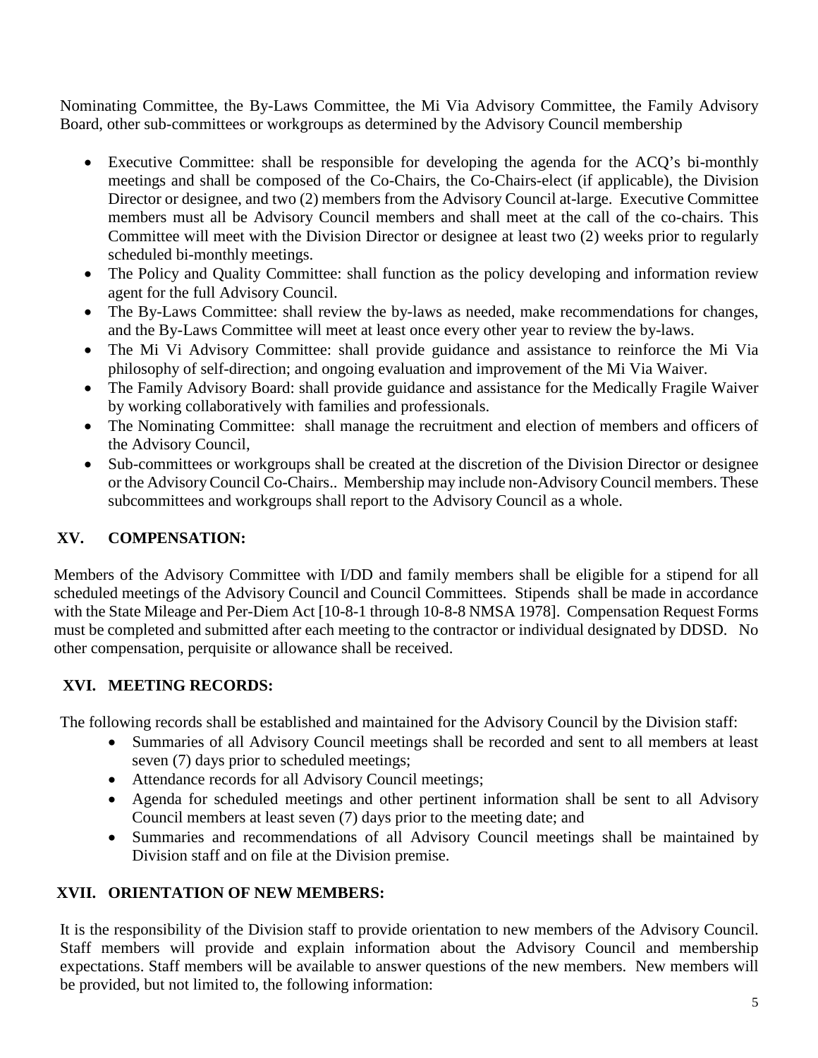Nominating Committee, the By-Laws Committee, the Mi Via Advisory Committee, the Family Advisory Board, other sub-committees or workgroups as determined by the Advisory Council membership

- Executive Committee: shall be responsible for developing the agenda for the ACQ's bi-monthly meetings and shall be composed of the Co-Chairs, the Co-Chairs-elect (if applicable), the Division Director or designee, and two (2) members from the Advisory Council at-large. Executive Committee members must all be Advisory Council members and shall meet at the call of the co-chairs. This Committee will meet with the Division Director or designee at least two (2) weeks prior to regularly scheduled bi-monthly meetings.
- The Policy and Quality Committee: shall function as the policy developing and information review agent for the full Advisory Council.
- The By-Laws Committee: shall review the by-laws as needed, make recommendations for changes, and the By-Laws Committee will meet at least once every other year to review the by-laws.
- The Mi Vi Advisory Committee: shall provide guidance and assistance to reinforce the Mi Via philosophy of self-direction; and ongoing evaluation and improvement of the Mi Via Waiver.
- The Family Advisory Board: shall provide guidance and assistance for the Medically Fragile Waiver by working collaboratively with families and professionals.
- The Nominating Committee: shall manage the recruitment and election of members and officers of the Advisory Council,
- Sub-committees or workgroups shall be created at the discretion of the Division Director or designee or the Advisory Council Co-Chairs.. Membership may include non-Advisory Council members. These subcommittees and workgroups shall report to the Advisory Council as a whole.

## XV. COMPENSATION:

Members of the Advisory Committee with I/DD and family members shall be eligible for a stipend for all scheduled meetings of the Advisory Council and Council Committees. Stipends shall be made in accordance with the State Mileage and Per-Diem Act [10-8-1 through 10-8-8 NMSA 1978]. Compensation Request Forms must be completed and submitted after each meeting to the contractor or individual designated by DDSD. No other compensation, perquisite or allowance shall be received.

## XVI. MEETING RECORDS:

The following records shall be established and maintained for the Advisory Council by the Division staff:

- Summaries of all Advisory Council meetings shall be recorded and sent to all members at least seven (7) days prior to scheduled meetings;
- Attendance records for all Advisory Council meetings;
- Agenda for scheduled meetings and other pertinent information shall be sent to all Advisory Council members at least seven (7) days prior to the meeting date; and
- Summaries and recommendations of all Advisory Council meetings shall be maintained by Division staff and on file at the Division premise.

## XVII. ORIENTATION OF NEW MEMBERS:

It is the responsibility of the Division staff to provide orientation to new members of the Advisory Council. Staff members will provide and explain information about the Advisory Council and membership expectations. Staff members will be available to answer questions of the new members. New members will be provided, but not limited to, the following information: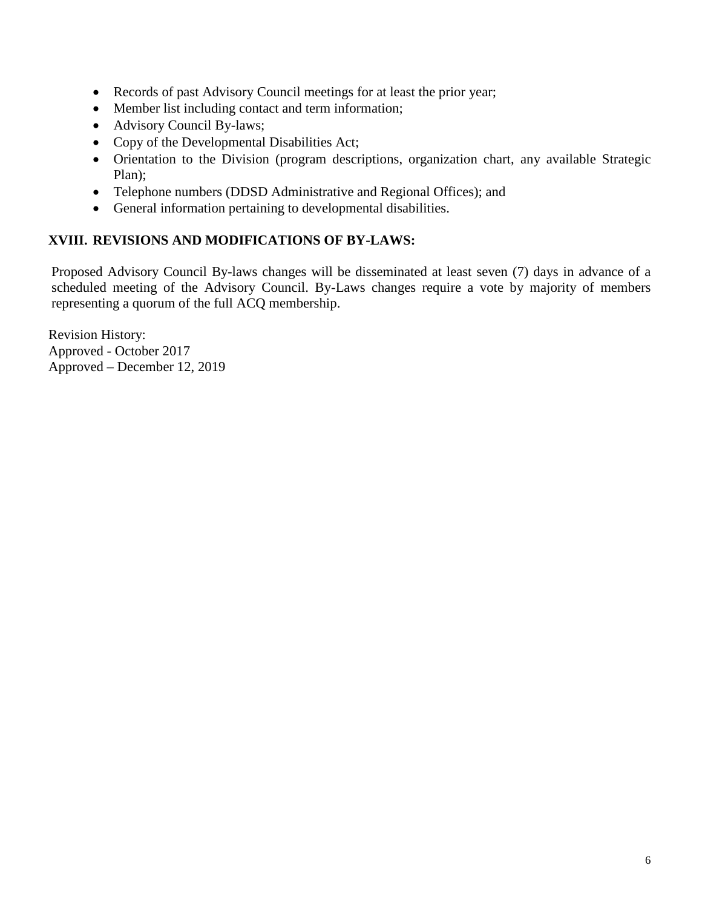- Records of past Advisory Council meetings for at least the prior year;
- Member list including contact and term information;
- Advisory Council By-laws;
- Copy of the Developmental Disabilities Act;
- Orientation to the Division (program descriptions, organization chart, any available Strategic Plan);
- Telephone numbers (DDSD Administrative and Regional Offices); and
- General information pertaining to developmental disabilities.

## XVIII. REVISIONS AND MODIFICATIONS OF BY-LAWS:

Proposed Advisory Council By-laws changes will be disseminated at least seven (7) days in advance of a scheduled meeting of the Advisory Council. By-Laws changes require a vote by majority of members representing a quorum of the full ACQ membership.

Revision History:
Approved - October 2017
Approved – December 12, 2019